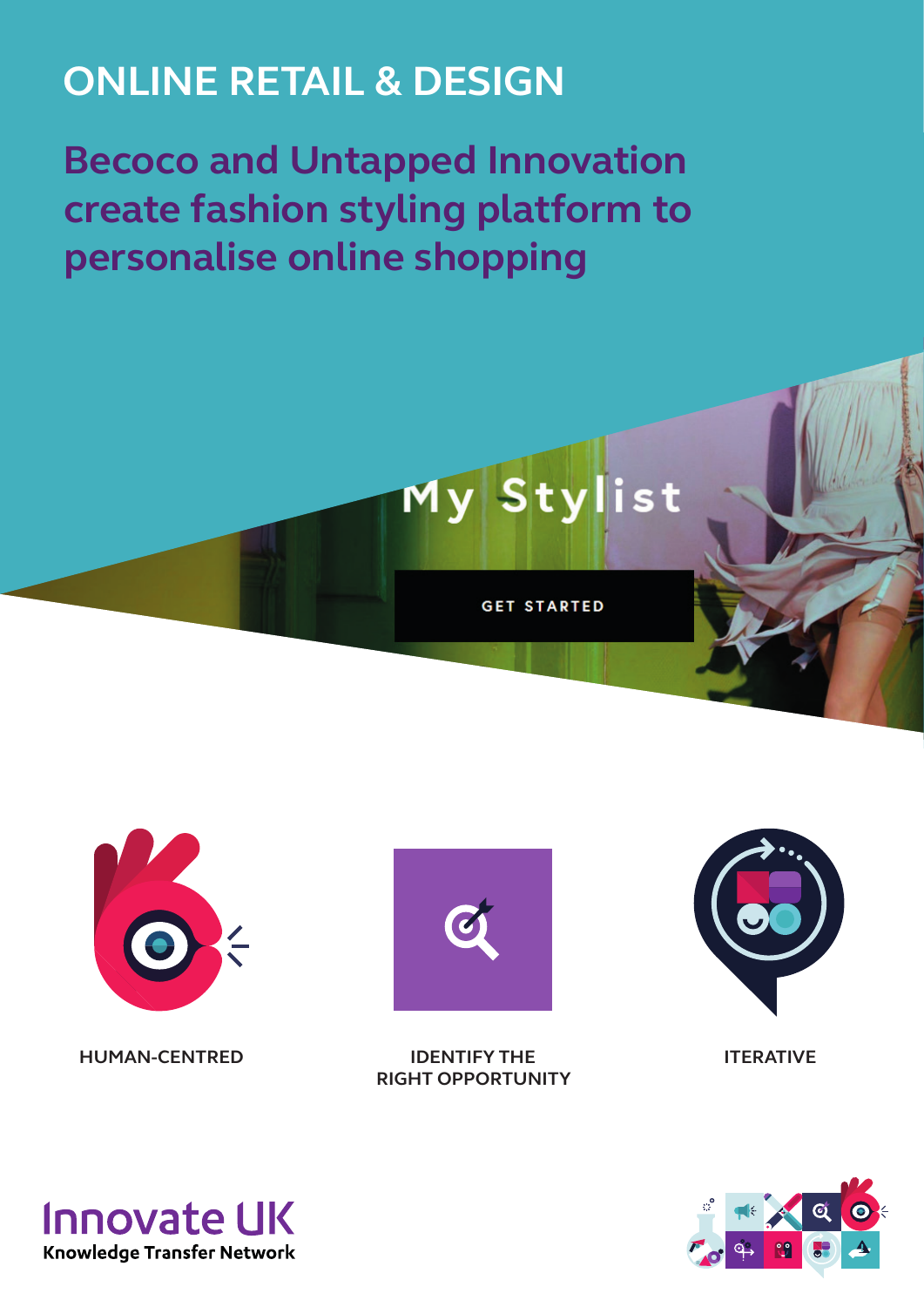# ONLINE RETAIL & DESIGN

## Becoco and Untapped Innovation create fashion styling platform to personalise online shopping

My Stylist

GET STARTED

HUMAN-CENTRED

IDENTIFY THE RIGHT OPPORTUNITY

ITERATIVE

Innovate UK
Knowledge Transfer Network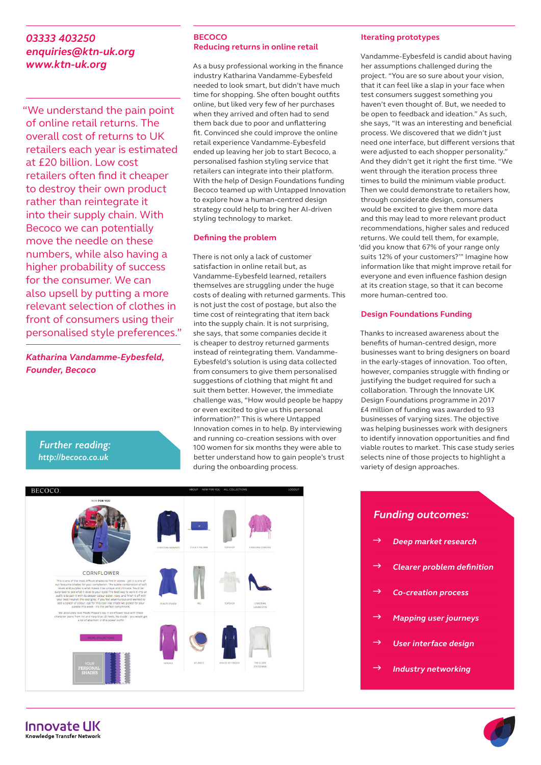*03333 403250*
*enquiries@ktn-uk.org*
*www.ktn-uk.org*

"We understand the pain point of online retail returns. The overall cost of returns to UK retailers each year is estimated at £20 billion. Low cost retailers often find it cheaper to destroy their own product rather than reintegrate it into their supply chain. With Becoco we can potentially move the needle on these numbers, while also having a higher probability of success for the consumer. We can also upsell by putting a more relevant selection of clothes in front of consumers using their personalised style preferences."

***Katharina Vandamme-Eybesfeld, Founder, Becoco***

***Further reading:***
***http://becoco.co.uk***

## BECOCO
## Reducing returns in online retail

As a busy professional working in the finance industry Katharina Vandamme-Eybesfeld needed to look smart, but didn't have much time for shopping. She often bought outfits online, but liked very few of her purchases when they arrived and often had to send them back due to poor and unflattering fit. Convinced she could improve the online retail experience Vandamme-Eybesfeld ended up leaving her job to start Becoco, a personalised fashion styling service that retailers can integrate into their platform. With the help of Design Foundations funding Becoco teamed up with Untapped Innovation to explore how a human-centred design strategy could help to bring her AI-driven styling technology to market.

### Defining the problem

There is not only a lack of customer satisfaction in online retail but, as Vandamme-Eybesfeld learned, retailers themselves are struggling under the huge costs of dealing with returned garments. This is not just the cost of postage, but also the time cost of reintegrating that item back into the supply chain. It is not surprising, she says, that some companies decide it is cheaper to destroy returned garments instead of reintegrating them. Vandamme-Eybesfeld's solution is using data collected from consumers to give them personalised suggestions of clothing that might fit and suit them better. However, the immediate challenge was, "How would people be happy or even excited to give us this personal information?" This is where Untapped Innovation comes in to help. By interviewing and running co-creation sessions with over 100 women for six months they were able to better understand how to gain people's trust during the onboarding process.

### Iterating prototypes

Vandamme-Eybesfeld is candid about having her assumptions challenged during the project. "You are so sure about your vision, that it can feel like a slap in your face when test consumers suggest something you haven't even thought of. But, we needed to be open to feedback and ideation." As such, she says, "It was an interesting and beneficial process. We discovered that we didn't just need one interface, but different versions that were adjusted to each shopper personality." And they didn't get it right the first time. "We went through the iteration process three times to build the minimum viable product. Then we could demonstrate to retailers how, through considerate design, consumers would be excited to give them more data and this may lead to more relevant product recommendations, higher sales and reduced returns. We could tell them, for example, 'did you know that 67% of your range only suits 12% of your customers?'" Imagine how information like that might improve retail for everyone and even influence fashion design at its creation stage, so that it can become more human-centred too.

### Design Foundations Funding

Thanks to increased awareness about the benefits of human-centred design, more businesses want to bring designers on board in the early-stages of innovation. Too often, however, companies struggle with finding or justifying the budget required for such a collaboration. Through the Innovate UK Design Foundations programme in 2017 £4 million of funding was awarded to 93 businesses of varying sizes. The objective was helping businesses work with designers to identify innovation opportunities and find viable routes to market. This case study series selects nine of those projects to highlight a variety of design approaches.

### *Funding outcomes:*

- → ***Deep market research***
- → ***Clearer problem definition***
- → ***Co-creation process***
- → ***Mapping user journeys***
- → ***User interface design***
- → ***Industry networking***